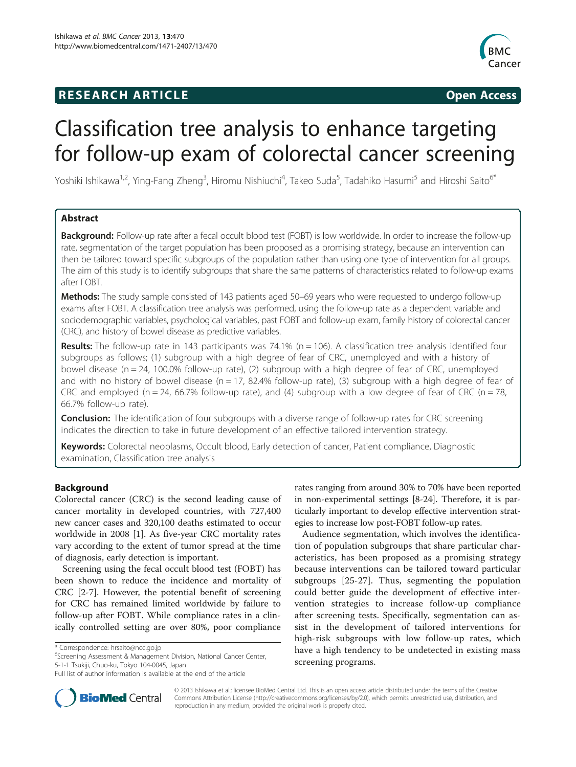**RESEARCH ARTICLE** **Open Access**

# Classification tree analysis to enhance targeting for follow-up exam of colorectal cancer screening

Yoshiki Ishikawa[1,2], Ying-Fang Zheng[3], Hiromu Nishiuchi[4], Takeo Suda[5], Tadahiko Hasumi[5] and Hiroshi Saito[6*]

## Abstract

**Background:** Follow-up rate after a fecal occult blood test (FOBT) is low worldwide. In order to increase the follow-up rate, segmentation of the target population has been proposed as a promising strategy, because an intervention can then be tailored toward specific subgroups of the population rather than using one type of intervention for all groups. The aim of this study is to identify subgroups that share the same patterns of characteristics related to follow-up exams after FOBT.

**Methods:** The study sample consisted of 143 patients aged 50–69 years who were requested to undergo follow-up exams after FOBT. A classification tree analysis was performed, using the follow-up rate as a dependent variable and sociodemographic variables, psychological variables, past FOBT and follow-up exam, family history of colorectal cancer (CRC), and history of bowel disease as predictive variables.

**Results:** The follow-up rate in 143 participants was 74.1% (n = 106). A classification tree analysis identified four subgroups as follows; (1) subgroup with a high degree of fear of CRC, unemployed and with a history of bowel disease (n = 24, 100.0% follow-up rate), (2) subgroup with a high degree of fear of CRC, unemployed and with no history of bowel disease (n = 17, 82.4% follow-up rate), (3) subgroup with a high degree of fear of CRC and employed (n = 24, 66.7% follow-up rate), and (4) subgroup with a low degree of fear of CRC (n = 78, 66.7% follow-up rate).

**Conclusion:** The identification of four subgroups with a diverse range of follow-up rates for CRC screening indicates the direction to take in future development of an effective tailored intervention strategy.

**Keywords:** Colorectal neoplasms, Occult blood, Early detection of cancer, Patient compliance, Diagnostic examination, Classification tree analysis

## Background

Colorectal cancer (CRC) is the second leading cause of cancer mortality in developed countries, with 727,400 new cancer cases and 320,100 deaths estimated to occur worldwide in 2008 [1]. As five-year CRC mortality rates vary according to the extent of tumor spread at the time of diagnosis, early detection is important.

Screening using the fecal occult blood test (FOBT) has been shown to reduce the incidence and mortality of CRC [2-7]. However, the potential benefit of screening for CRC has remained limited worldwide by failure to follow-up after FOBT. While compliance rates in a clinically controlled setting are over 80%, poor compliance rates ranging from around 30% to 70% have been reported in non-experimental settings [8-24]. Therefore, it is particularly important to develop effective intervention strategies to increase low post-FOBT follow-up rates.

Audience segmentation, which involves the identification of population subgroups that share particular characteristics, has been proposed as a promising strategy because interventions can be tailored toward particular subgroups [25-27]. Thus, segmenting the population could better guide the development of effective intervention strategies to increase follow-up compliance after screening tests. Specifically, segmentation can assist in the development of tailored interventions for high-risk subgroups with low follow-up rates, which have a high tendency to be undetected in existing mass screening programs.

\* Correspondence: hrsaito@ncc.go.jp
[6]Screening Assessment & Management Division, National Cancer Center, 5-1-1 Tsukiji, Chuo-ku, Tokyo 104-0045, Japan
Full list of author information is available at the end of the article

© 2013 Ishikawa et al.; licensee BioMed Central Ltd. This is an open access article distributed under the terms of the Creative Commons Attribution License (http://creativecommons.org/licenses/by/2.0), which permits unrestricted use, distribution, and reproduction in any medium, provided the original work is properly cited.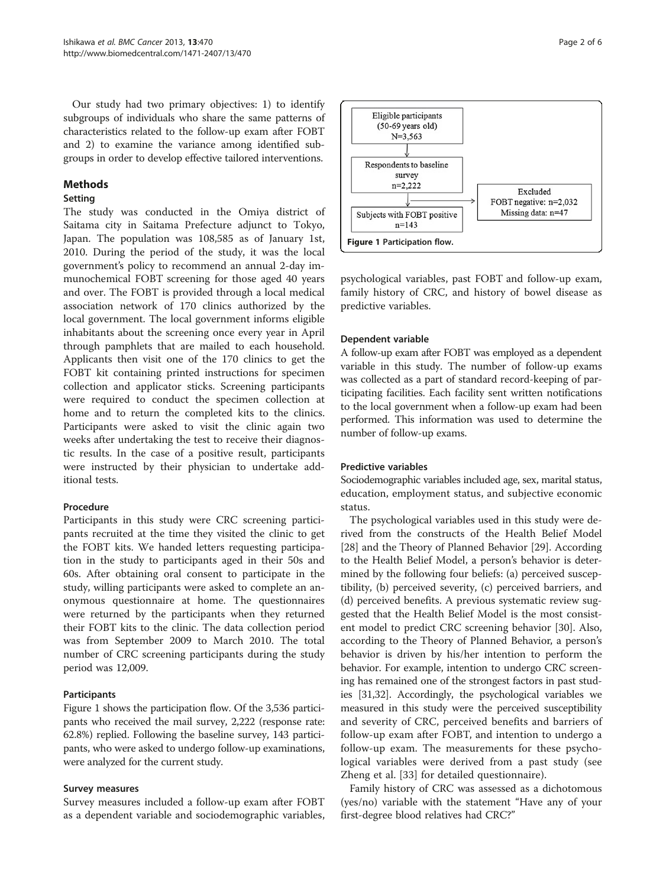Our study had two primary objectives: 1) to identify subgroups of individuals who share the same patterns of characteristics related to the follow-up exam after FOBT and 2) to examine the variance among identified subgroups in order to develop effective tailored interventions.

## Methods

### Setting

The study was conducted in the Omiya district of Saitama city in Saitama Prefecture adjunct to Tokyo, Japan. The population was 108,585 as of January 1st, 2010. During the period of the study, it was the local government's policy to recommend an annual 2-day immunochemical FOBT screening for those aged 40 years and over. The FOBT is provided through a local medical association network of 170 clinics authorized by the local government. The local government informs eligible inhabitants about the screening once every year in April through pamphlets that are mailed to each household. Applicants then visit one of the 170 clinics to get the FOBT kit containing printed instructions for specimen collection and applicator sticks. Screening participants were required to conduct the specimen collection at home and to return the completed kits to the clinics. Participants were asked to visit the clinic again two weeks after undertaking the test to receive their diagnostic results. In the case of a positive result, participants were instructed by their physician to undertake additional tests.

### Procedure

Participants in this study were CRC screening participants recruited at the time they visited the clinic to get the FOBT kits. We handed letters requesting participation in the study to participants aged in their 50s and 60s. After obtaining oral consent to participate in the study, willing participants were asked to complete an anonymous questionnaire at home. The questionnaires were returned by the participants when they returned their FOBT kits to the clinic. The data collection period was from September 2009 to March 2010. The total number of CRC screening participants during the study period was 12,009.

### Participants

Figure 1 shows the participation flow. Of the 3,536 participants who received the mail survey, 2,222 (response rate: 62.8%) replied. Following the baseline survey, 143 participants, who were asked to undergo follow-up examinations, were analyzed for the current study.

Eligible participants (50-69 years old) N=3,563 → Respondents to baseline survey n=2,222 → Excluded: FOBT negative: n=2,032; Missing data: n=47 → Subjects with FOBT positive n=143

**Figure 1** Participation flow.

### Survey measures

Survey measures included a follow-up exam after FOBT as a dependent variable and sociodemographic variables, psychological variables, past FOBT and follow-up exam, family history of CRC, and history of bowel disease as predictive variables.

### Dependent variable

A follow-up exam after FOBT was employed as a dependent variable in this study. The number of follow-up exams was collected as a part of standard record-keeping of participating facilities. Each facility sent written notifications to the local government when a follow-up exam had been performed. This information was used to determine the number of follow-up exams.

### Predictive variables

Sociodemographic variables included age, sex, marital status, education, employment status, and subjective economic status.

The psychological variables used in this study were derived from the constructs of the Health Belief Model [28] and the Theory of Planned Behavior [29]. According to the Health Belief Model, a person's behavior is determined by the following four beliefs: (a) perceived susceptibility, (b) perceived severity, (c) perceived barriers, and (d) perceived benefits. A previous systematic review suggested that the Health Belief Model is the most consistent model to predict CRC screening behavior [30]. Also, according to the Theory of Planned Behavior, a person's behavior is driven by his/her intention to perform the behavior. For example, intention to undergo CRC screening has remained one of the strongest factors in past studies [31,32]. Accordingly, the psychological variables we measured in this study were the perceived susceptibility and severity of CRC, perceived benefits and barriers of follow-up exam after FOBT, and intention to undergo a follow-up exam. The measurements for these psychological variables were derived from a past study (see Zheng et al. [33] for detailed questionnaire).

Family history of CRC was assessed as a dichotomous (yes/no) variable with the statement "Have any of your first-degree blood relatives had CRC?"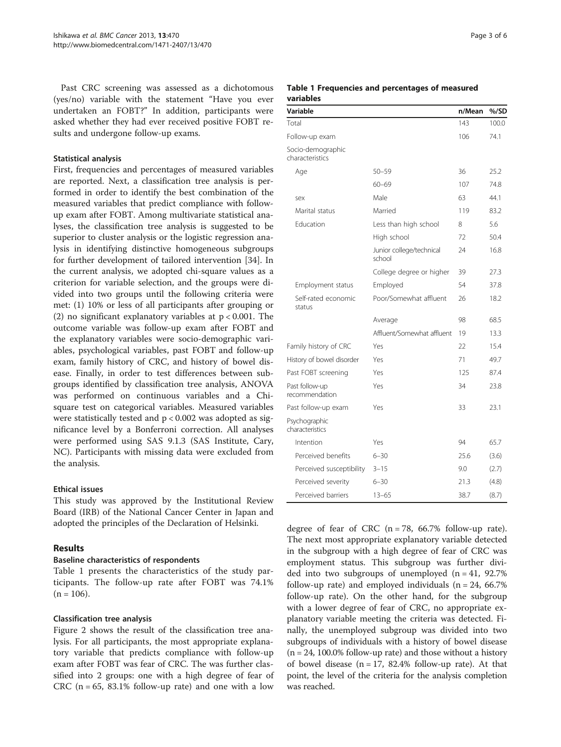Past CRC screening was assessed as a dichotomous (yes/no) variable with the statement "Have you ever undertaken an FOBT?" In addition, participants were asked whether they had ever received positive FOBT results and undergone follow-up exams.

### Statistical analysis

First, frequencies and percentages of measured variables are reported. Next, a classification tree analysis is performed in order to identify the best combination of the measured variables that predict compliance with follow-up exam after FOBT. Among multivariate statistical analyses, the classification tree analysis is suggested to be superior to cluster analysis or the logistic regression analysis in identifying distinctive homogeneous subgroups for further development of tailored intervention [34]. In the current analysis, we adopted chi-square values as a criterion for variable selection, and the groups were divided into two groups until the following criteria were met: (1) 10% or less of all participants after grouping or (2) no significant explanatory variables at $p < 0.001$. The outcome variable was follow-up exam after FOBT and the explanatory variables were socio-demographic variables, psychological variables, past FOBT and follow-up exam, family history of CRC, and history of bowel disease. Finally, in order to test differences between subgroups identified by classification tree analysis, ANOVA was performed on continuous variables and a Chi-square test on categorical variables. Measured variables were statistically tested and $p < 0.002$ was adopted as significance level by a Bonferroni correction. All analyses were performed using SAS 9.1.3 (SAS Institute, Cary, NC). Participants with missing data were excluded from the analysis.

### Ethical issues

This study was approved by the Institutional Review Board (IRB) of the National Cancer Center in Japan and adopted the principles of the Declaration of Helsinki.

## Results

### Baseline characteristics of respondents

Table 1 presents the characteristics of the study participants. The follow-up rate after FOBT was 74.1% (n = 106).

### Classification tree analysis

Figure 2 shows the result of the classification tree analysis. For all participants, the most appropriate explanatory variable that predicts compliance with follow-up exam after FOBT was fear of CRC. The was further classified into 2 groups: one with a high degree of fear of CRC (n = 65, 83.1% follow-up rate) and one with a low degree of fear of CRC (n = 78, 66.7% follow-up rate). The next most appropriate explanatory variable detected in the subgroup with a high degree of fear of CRC was employment status. This subgroup was further divided into two subgroups of unemployed (n = 41, 92.7% follow-up rate) and employed individuals (n = 24, 66.7% follow-up rate). On the other hand, for the subgroup with a lower degree of fear of CRC, no appropriate explanatory variable meeting the criteria was detected. Finally, the unemployed subgroup was divided into two subgroups of individuals with a history of bowel disease (n = 24, 100.0% follow-up rate) and those without a history of bowel disease (n = 17, 82.4% follow-up rate). At that point, the level of the criteria for the analysis completion was reached.

**Table 1 Frequencies and percentages of measured variables**

| Variable | | n/Mean | %/SD |
|---|---|---|---|
| Total | | 143 | 100.0 |
| Follow-up exam | | 106 | 74.1 |
| Socio-demographic characteristics | | | |
| Age | 50–59 | 36 | 25.2 |
| | 60–69 | 107 | 74.8 |
| sex | Male | 63 | 44.1 |
| Marital status | Married | 119 | 83.2 |
| Education | Less than high school | 8 | 5.6 |
| | High school | 72 | 50.4 |
| | Junior college/technical school | 24 | 16.8 |
| | College degree or higher | 39 | 27.3 |
| Employment status | Employed | 54 | 37.8 |
| Self-rated economic status | Poor/Somewhat affluent | 26 | 18.2 |
| | Average | 98 | 68.5 |
| | Affluent/Somewhat affluent | 19 | 13.3 |
| Family history of CRC | Yes | 22 | 15.4 |
| History of bowel disorder | Yes | 71 | 49.7 |
| Past FOBT screening | Yes | 125 | 87.4 |
| Past follow-up recommendation | Yes | 34 | 23.8 |
| Past follow-up exam | Yes | 33 | 23.1 |
| Psychographic characteristics | | | |
| Intention | Yes | 94 | 65.7 |
| Perceived benefits | 6–30 | 25.6 | (3.6) |
| Perceived susceptibility | 3–15 | 9.0 | (2.7) |
| Perceived severity | 6–30 | 21.3 | (4.8) |
| Perceived barriers | 13–65 | 38.7 | (8.7) |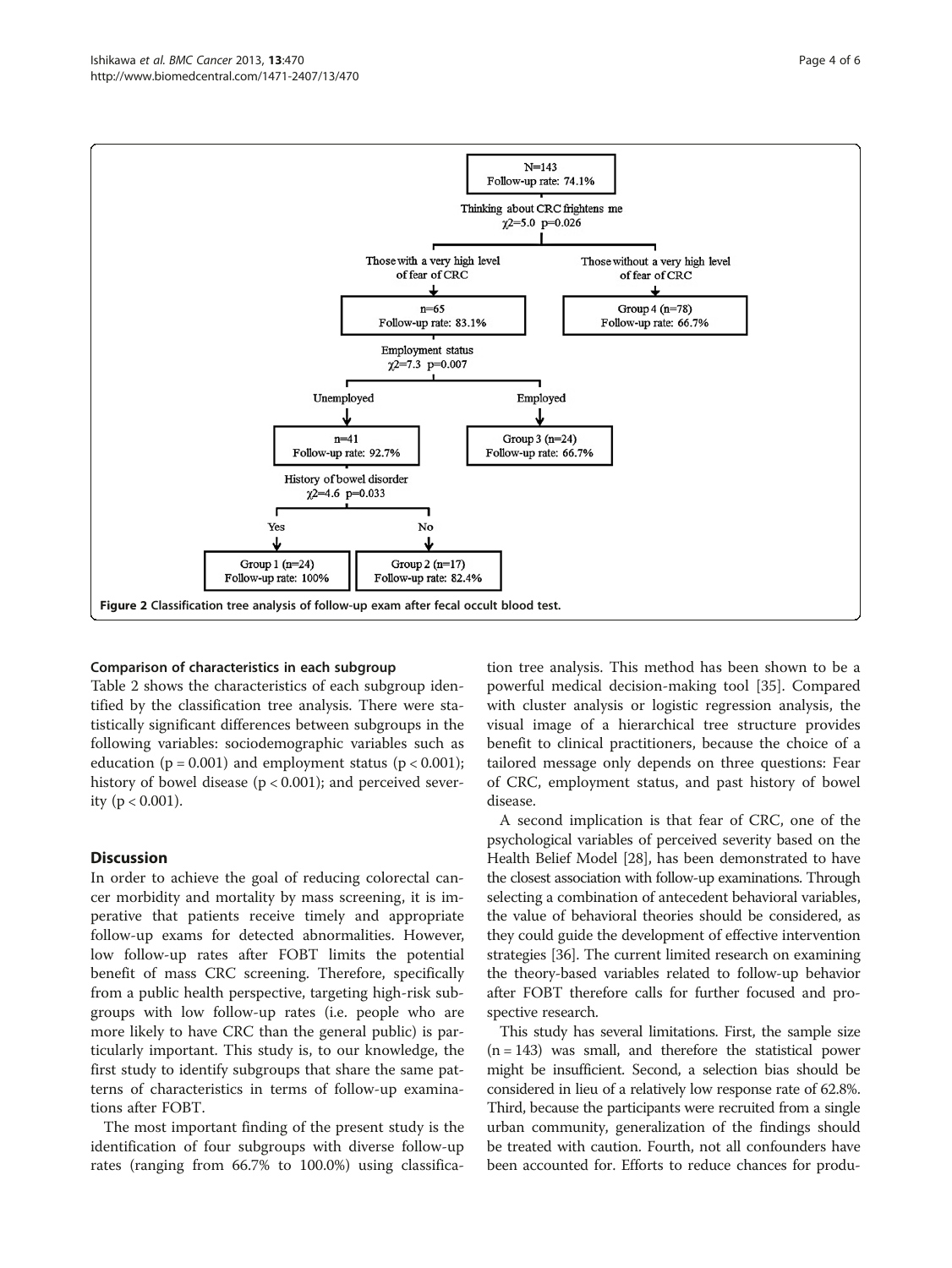N=143
Follow-up rate: 74.1%

Thinking about CRC frightens me
$\chi^2$=5.0 p=0.026

Those with a very high level of fear of CRC

n=65
Follow-up rate: 83.1%

Employment status
$\chi^2$=7.3 p=0.007

Unemployed

n=41
Follow-up rate: 92.7%

History of bowel disorder
$\chi^2$=4.6 p=0.033

Yes

Group 1 (n=24)
Follow-up rate: 100%

No

Group 2 (n=17)
Follow-up rate: 82.4%

Employed

Group 3 (n=24)
Follow-up rate: 66.7%

Those without a very high level of fear of CRC

Group 4 (n=78)
Follow-up rate: 66.7%

**Figure 2** Classification tree analysis of follow-up exam after fecal occult blood test.

### Comparison of characteristics in each subgroup

Table 2 shows the characteristics of each subgroup identified by the classification tree analysis. There were statistically significant differences between subgroups in the following variables: sociodemographic variables such as education ($p = 0.001$) and employment status ($p < 0.001$); history of bowel disease ($p < 0.001$); and perceived severity ($p < 0.001$).

## Discussion

In order to achieve the goal of reducing colorectal cancer morbidity and mortality by mass screening, it is imperative that patients receive timely and appropriate follow-up exams for detected abnormalities. However, low follow-up rates after FOBT limits the potential benefit of mass CRC screening. Therefore, specifically from a public health perspective, targeting high-risk subgroups with low follow-up rates (i.e. people who are more likely to have CRC than the general public) is particularly important. This study is, to our knowledge, the first study to identify subgroups that share the same patterns of characteristics in terms of follow-up examinations after FOBT.

The most important finding of the present study is the identification of four subgroups with diverse follow-up rates (ranging from 66.7% to 100.0%) using classification tree analysis. This method has been shown to be a powerful medical decision-making tool [35]. Compared with cluster analysis or logistic regression analysis, the visual image of a hierarchical tree structure provides benefit to clinical practitioners, because the choice of a tailored message only depends on three questions: Fear of CRC, employment status, and past history of bowel disease.

A second implication is that fear of CRC, one of the psychological variables of perceived severity based on the Health Belief Model [28], has been demonstrated to have the closest association with follow-up examinations. Through selecting a combination of antecedent behavioral variables, the value of behavioral theories should be considered, as they could guide the development of effective intervention strategies [36]. The current limited research on examining the theory-based variables related to follow-up behavior after FOBT therefore calls for further focused and prospective research.

This study has several limitations. First, the sample size ($n = 143$) was small, and therefore the statistical power might be insufficient. Second, a selection bias should be considered in lieu of a relatively low response rate of 62.8%. Third, because the participants were recruited from a single urban community, generalization of the findings should be treated with caution. Fourth, not all confounders have been accounted for. Efforts to reduce chances for produ-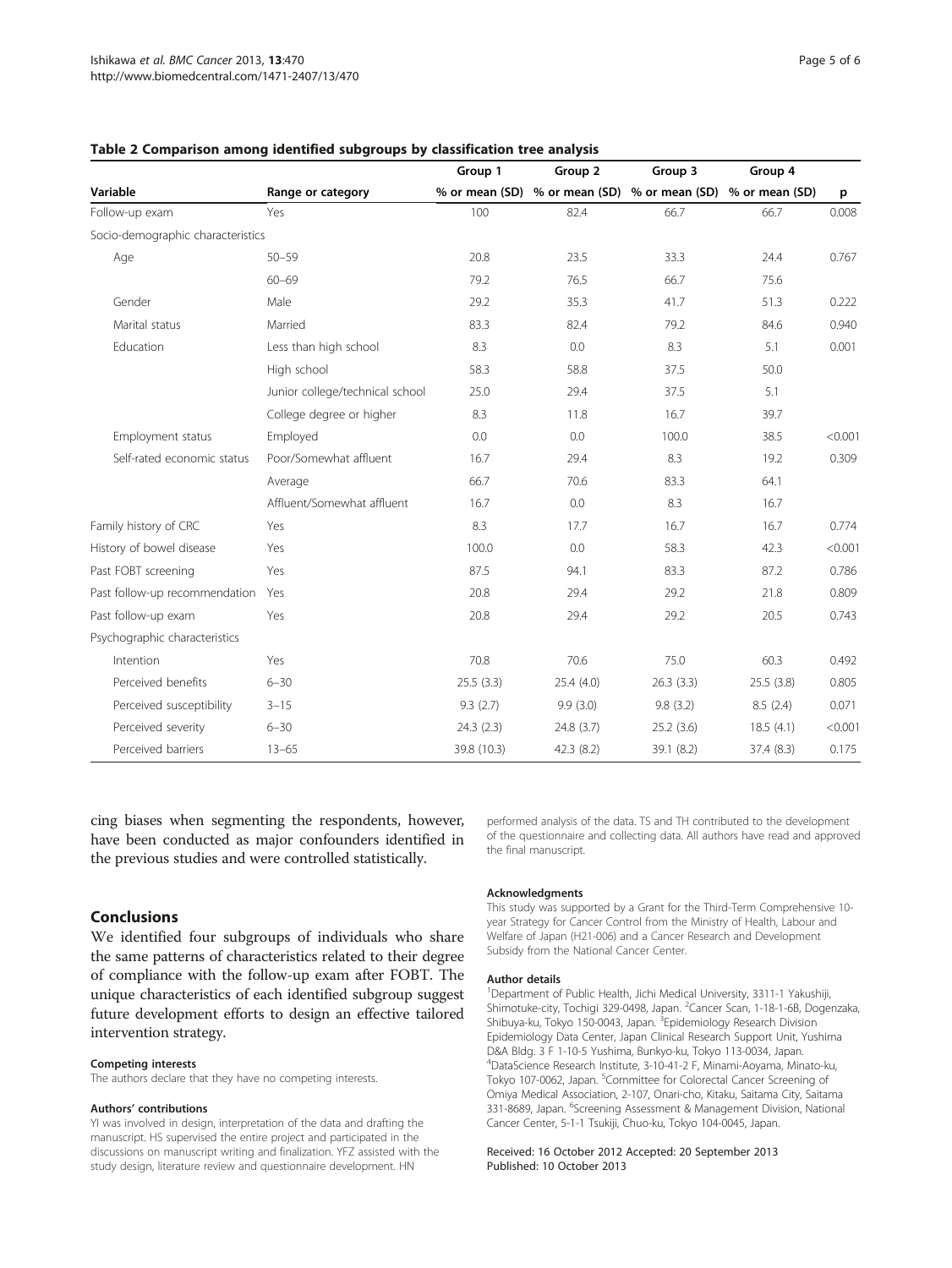**Table 2 Comparison among identified subgroups by classification tree analysis**

| Variable | Range or category | Group 1 | Group 2 | Group 3 | Group 4 | p |
|---|---|---|---|---|---|---|
| | | % or mean (SD) | % or mean (SD) | % or mean (SD) | % or mean (SD) | |
| Follow-up exam | Yes | 100 | 82.4 | 66.7 | 66.7 | 0.008 |
| Socio-demographic characteristics | | | | | | |
| Age | 50–59 | 20.8 | 23.5 | 33.3 | 24.4 | 0.767 |
| | 60–69 | 79.2 | 76.5 | 66.7 | 75.6 | |
| Gender | Male | 29.2 | 35.3 | 41.7 | 51.3 | 0.222 |
| Marital status | Married | 83.3 | 82.4 | 79.2 | 84.6 | 0.940 |
| Education | Less than high school | 8.3 | 0.0 | 8.3 | 5.1 | 0.001 |
| | High school | 58.3 | 58.8 | 37.5 | 50.0 | |
| | Junior college/technical school | 25.0 | 29.4 | 37.5 | 5.1 | |
| | College degree or higher | 8.3 | 11.8 | 16.7 | 39.7 | |
| Employment status | Employed | 0.0 | 0.0 | 100.0 | 38.5 | <0.001 |
| Self-rated economic status | Poor/Somewhat affluent | 16.7 | 29.4 | 8.3 | 19.2 | 0.309 |
| | Average | 66.7 | 70.6 | 83.3 | 64.1 | |
| | Affluent/Somewhat affluent | 16.7 | 0.0 | 8.3 | 16.7 | |
| Family history of CRC | Yes | 8.3 | 17.7 | 16.7 | 16.7 | 0.774 |
| History of bowel disease | Yes | 100.0 | 0.0 | 58.3 | 42.3 | <0.001 |
| Past FOBT screening | Yes | 87.5 | 94.1 | 83.3 | 87.2 | 0.786 |
| Past follow-up recommendation | Yes | 20.8 | 29.4 | 29.2 | 21.8 | 0.809 |
| Past follow-up exam | Yes | 20.8 | 29.4 | 29.2 | 20.5 | 0.743 |
| Psychographic characteristics | | | | | | |
| Intention | Yes | 70.8 | 70.6 | 75.0 | 60.3 | 0.492 |
| Perceived benefits | 6–30 | 25.5 (3.3) | 25.4 (4.0) | 26.3 (3.3) | 25.5 (3.8) | 0.805 |
| Perceived susceptibility | 3–15 | 9.3 (2.7) | 9.9 (3.0) | 9.8 (3.2) | 8.5 (2.4) | 0.071 |
| Perceived severity | 6–30 | 24.3 (2.3) | 24.8 (3.7) | 25.2 (3.6) | 18.5 (4.1) | <0.001 |
| Perceived barriers | 13–65 | 39.8 (10.3) | 42.3 (8.2) | 39.1 (8.2) | 37.4 (8.3) | 0.175 |

cing biases when segmenting the respondents, however, have been conducted as major confounders identified in the previous studies and were controlled statistically.

## Conclusions

We identified four subgroups of individuals who share the same patterns of characteristics related to their degree of compliance with the follow-up exam after FOBT. The unique characteristics of each identified subgroup suggest future development efforts to design an effective tailored intervention strategy.

#### Competing interests

The authors declare that they have no competing interests.

#### Authors' contributions

YI was involved in design, interpretation of the data and drafting the manuscript. HS supervised the entire project and participated in the discussions on manuscript writing and finalization. YFZ assisted with the study design, literature review and questionnaire development. HN performed analysis of the data. TS and TH contributed to the development of the questionnaire and collecting data. All authors have read and approved the final manuscript.

#### Acknowledgments

This study was supported by a Grant for the Third-Term Comprehensive 10-year Strategy for Cancer Control from the Ministry of Health, Labour and Welfare of Japan (H21-006) and a Cancer Research and Development Subsidy from the National Cancer Center.

#### Author details

[1]Department of Public Health, Jichi Medical University, 3311-1 Yakushiji, Shimotuke-city, Tochigi 329-0498, Japan. [2]Cancer Scan, 1-18-1-6B, Dogenzaka, Shibuya-ku, Tokyo 150-0043, Japan. [3]Epidemiology Research Division Epidemiology Data Center, Japan Clinical Research Support Unit, Yushima D&A Bldg. 3 F 1-10-5 Yushima, Bunkyo-ku, Tokyo 113-0034, Japan. [4]DataScience Research Institute, 3-10-41-2 F, Minami-Aoyama, Minato-ku, Tokyo 107-0062, Japan. [5]Committee for Colorectal Cancer Screening of Omiya Medical Association, 2-107, Onari-cho, Kitaku, Saitama City, Saitama 331-8689, Japan. [6]Screening Assessment & Management Division, National Cancer Center, 5-1-1 Tsukiji, Chuo-ku, Tokyo 104-0045, Japan.

Received: 16 October 2012 Accepted: 20 September 2013
Published: 10 October 2013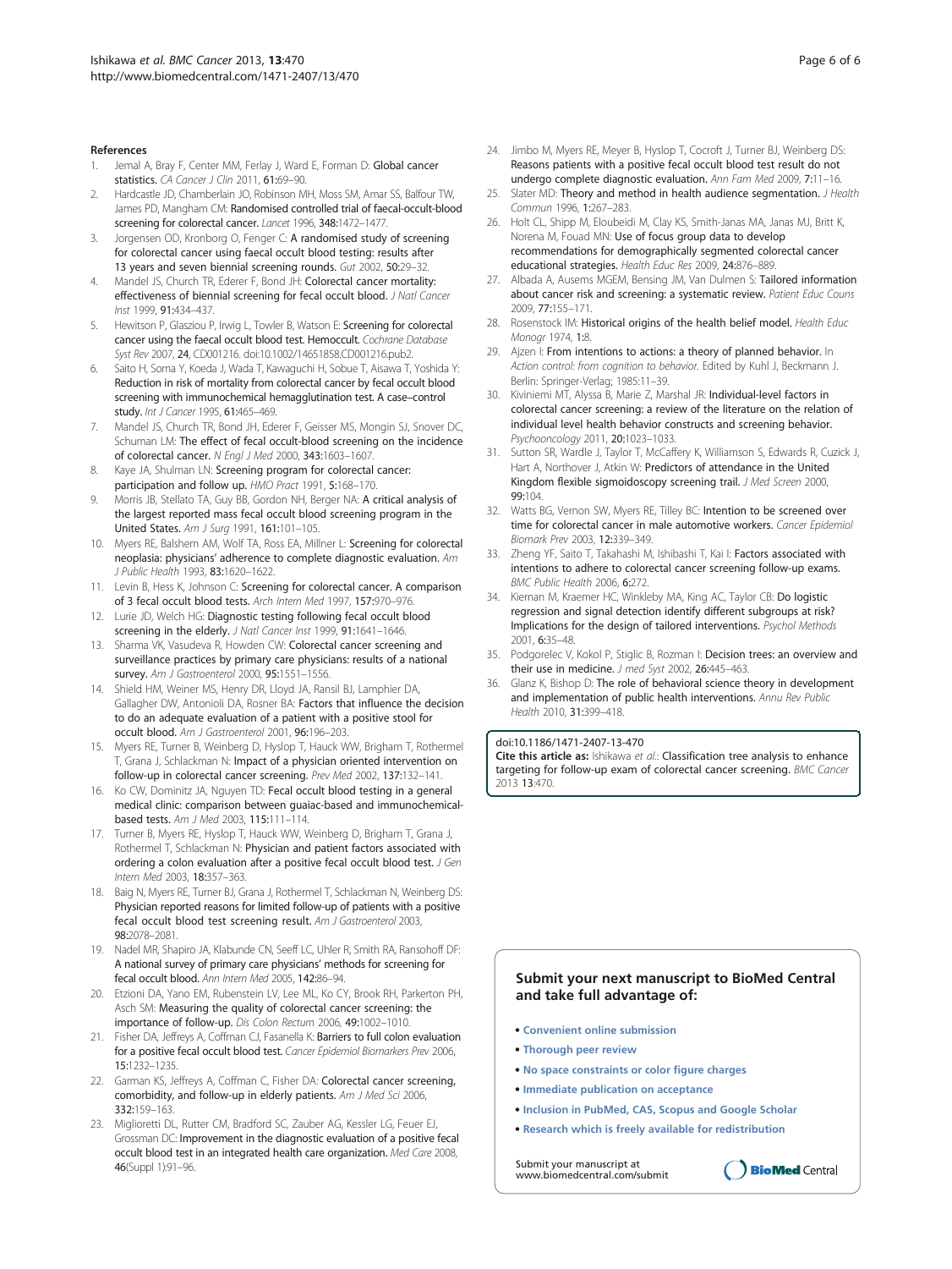## References

1. Jemal A, Bray F, Center MM, Ferlay J, Ward E, Forman D: **Global cancer statistics.** *CA Cancer J Clin* 2011, **61:**69–90.
2. Hardcastle JD, Chamberlain JO, Robinson MH, Moss SM, Amar SS, Balfour TW, James PD, Mangham CM: **Randomised controlled trial of faecal-occult-blood screening for colorectal cancer.** *Lancet* 1996, **348:**1472–1477.
3. Jorgensen OD, Kronborg O, Fenger C: **A randomised study of screening for colorectal cancer using faecal occult blood testing: results after 13 years and seven biennial screening rounds.** *Gut* 2002, **50:**29–32.
4. Mandel JS, Church TR, Ederer F, Bond JH: **Colorectal cancer mortality: effectiveness of biennial screening for fecal occult blood.** *J Natl Cancer Inst* 1999, **91:**434–437.
5. Hewitson P, Glasziou P, Irwig L, Towler B, Watson E: **Screening for colorectal cancer using the faecal occult blood test. Hemoccult.** *Cochrane Database Syst Rev* 2007, **24**, CD001216. doi:10.1002/14651858.CD001216.pub2.
6. Saito H, Soma Y, Koeda J, Wada T, Kawaguchi H, Sobue T, Aisawa T, Yoshida Y: **Reduction in risk of mortality from colorectal cancer by fecal occult blood screening with immunochemical hemagglutination test. A case–control study.** *Int J Cancer* 1995, **61:**465–469.
7. Mandel JS, Church TR, Bond JH, Ederer F, Geisser MS, Mongin SJ, Snover DC, Schuman LM: **The effect of fecal occult-blood screening on the incidence of colorectal cancer.** *N Engl J Med* 2000, **343:**1603–1607.
8. Kaye JA, Shulman LN: **Screening program for colorectal cancer: participation and follow up.** *HMO Pract* 1991, **5:**168–170.
9. Morris JB, Stellato TA, Guy BB, Gordon NH, Berger NA: **A critical analysis of the largest reported mass fecal occult blood screening program in the United States.** *Am J Surg* 1991, **161:**101–105.
10. Myers RE, Balshem AM, Wolf TA, Ross EA, Millner L: **Screening for colorectal neoplasia: physicians' adherence to complete diagnostic evaluation.** *Am J Public Health* 1993, **83:**1620–1622.
11. Levin B, Hess K, Johnson C: **Screening for colorectal cancer. A comparison of 3 fecal occult blood tests.** *Arch Intern Med* 1997, **157:**970–976.
12. Lurie JD, Welch HG: **Diagnostic testing following fecal occult blood screening in the elderly.** *J Natl Cancer Inst* 1999, **91:**1641–1646.
13. Sharma VK, Vasudeva R, Howden CW: **Colorectal cancer screening and surveillance practices by primary care physicians: results of a national survey.** *Am J Gastroenterol* 2000, **95:**1551–1556.
14. Shield HM, Weiner MS, Henry DR, Lloyd JA, Ransil BJ, Lamphier DA, Gallagher DW, Antonioli DA, Rosner BA: **Factors that influence the decision to do an adequate evaluation of a patient with a positive stool for occult blood.** *Am J Gastroenterol* 2001, **96:**196–203.
15. Myers RE, Turner B, Weinberg D, Hyslop T, Hauck WW, Brigham T, Rothermel T, Grana J, Schlackman N: **Impact of a physician oriented intervention on follow-up in colorectal cancer screening.** *Prev Med* 2002, **137:**132–141.
16. Ko CW, Dominitz JA, Nguyen TD: **Fecal occult blood testing in a general medical clinic: comparison between guaiac-based and immunochemical-based tests.** *Am J Med* 2003, **115:**111–114.
17. Turner B, Myers RE, Hyslop T, Hauck WW, Weinberg D, Brigham T, Grana J, Rothermel T, Schlackman N: **Physician and patient factors associated with ordering a colon evaluation after a positive fecal occult blood test.** *J Gen Intern Med* 2003, **18:**357–363.
18. Baig N, Myers RE, Turner BJ, Grana J, Rothermel T, Schlackman N, Weinberg DS: **Physician reported reasons for limited follow-up of patients with a positive fecal occult blood test screening result.** *Am J Gastroenterol* 2003, **98:**2078–2081.
19. Nadel MR, Shapiro JA, Klabunde CN, Seeff LC, Uhler R, Smith RA, Ransohoff DF: **A national survey of primary care physicians' methods for screening for fecal occult blood.** *Ann Intern Med* 2005, **142:**86–94.
20. Etzioni DA, Yano EM, Rubenstein LV, Lee ML, Ko CY, Brook RH, Parkerton PH, Asch SM: **Measuring the quality of colorectal cancer screening: the importance of follow-up.** *Dis Colon Rectum* 2006, **49:**1002–1010.
21. Fisher DA, Jeffreys A, Coffman CJ, Fasanella K: **Barriers to full colon evaluation for a positive fecal occult blood test.** *Cancer Epidemiol Biomarkers Prev* 2006, **15:**1232–1235.
22. Garman KS, Jeffreys A, Coffman C, Fisher DA: **Colorectal cancer screening, comorbidity, and follow-up in elderly patients.** *Am J Med Sci* 2006, **332:**159–163.
23. Miglioretti DL, Rutter CM, Bradford SC, Zauber AG, Kessler LG, Feuer EJ, Grossman DC: **Improvement in the diagnostic evaluation of a positive fecal occult blood test in an integrated health care organization.** *Med Care* 2008, **46**(Suppl 1):91–96.
24. Jimbo M, Myers RE, Meyer B, Hyslop T, Cocroft J, Turner BJ, Weinberg DS: **Reasons patients with a positive fecal occult blood test result do not undergo complete diagnostic evaluation.** *Ann Fam Med* 2009, **7:**11–16.
25. Slater MD: **Theory and method in health audience segmentation.** *J Health Commun* 1996, **1:**267–283.
26. Holt CL, Shipp M, Eloubeidi M, Clay KS, Smith-Janas MA, Janas MJ, Britt K, Norena M, Fouad MN: **Use of focus group data to develop recommendations for demographically segmented colorectal cancer educational strategies.** *Health Educ Res* 2009, **24:**876–889.
27. Albada A, Ausems MGEM, Bensing JM, Van Dulmen S: **Tailored information about cancer risk and screening: a systematic review.** *Patient Educ Couns* 2009, **77:**155–171.
28. Rosenstock IM: **Historical origins of the health belief model.** *Health Educ Monogr* 1974, **1:**8.
29. Ajzen I: **From intentions to actions: a theory of planned behavior.** In *Action control: from cognition to behavior.* Edited by Kuhl J, Beckmann J. Berlin: Springer-Verlag; 1985:11–39.
30. Kiviniemi MT, Alyssa B, Marie Z, Marshal JR: **Individual-level factors in colorectal cancer screening: a review of the literature on the relation of individual level health behavior constructs and screening behavior.** *Psychooncology* 2011, **20:**1023–1033.
31. Sutton SR, Wardle J, Taylor T, McCaffery K, Williamson S, Edwards R, Cuzick J, Hart A, Northover J, Atkin W: **Predictors of attendance in the United Kingdom flexible sigmoidoscopy screening trail.** *J Med Screen* 2000, **99:**104.
32. Watts BG, Vernon SW, Myers RE, Tilley BC: **Intention to be screened over time for colorectal cancer in male automotive workers.** *Cancer Epidemiol Biomark Prev* 2003, **12:**339–349.
33. Zheng YF, Saito T, Takahashi M, Ishibashi T, Kai I: **Factors associated with intentions to adhere to colorectal cancer screening follow-up exams.** *BMC Public Health* 2006, **6:**272.
34. Kiernan M, Kraemer HC, Winkleby MA, King AC, Taylor CB: **Do logistic regression and signal detection identify different subgroups at risk? Implications for the design of tailored interventions.** *Psychol Methods* 2001, **6:**35–48.
35. Podgorelec V, Kokol P, Stiglic B, Rozman I: **Decision trees: an overview and their use in medicine.** *J med Syst* 2002, **26:**445–463.
36. Glanz K, Bishop D: **The role of behavioral science theory in development and implementation of public health interventions.** *Annu Rev Public Health* 2010, **31:**399–418.

doi:10.1186/1471-2407-13-470

**Cite this article as:** Ishikawa *et al.*: Classification tree analysis to enhance targeting for follow-up exam of colorectal cancer screening. *BMC Cancer* 2013 **13**:470.

**Submit your next manuscript to BioMed Central and take full advantage of:**

- **Convenient online submission**
- **Thorough peer review**
- **No space constraints or color figure charges**
- **Immediate publication on acceptance**
- **Inclusion in PubMed, CAS, Scopus and Google Scholar**
- **Research which is freely available for redistribution**

Submit your manuscript at www.biomedcentral.com/submit

BioMed Central